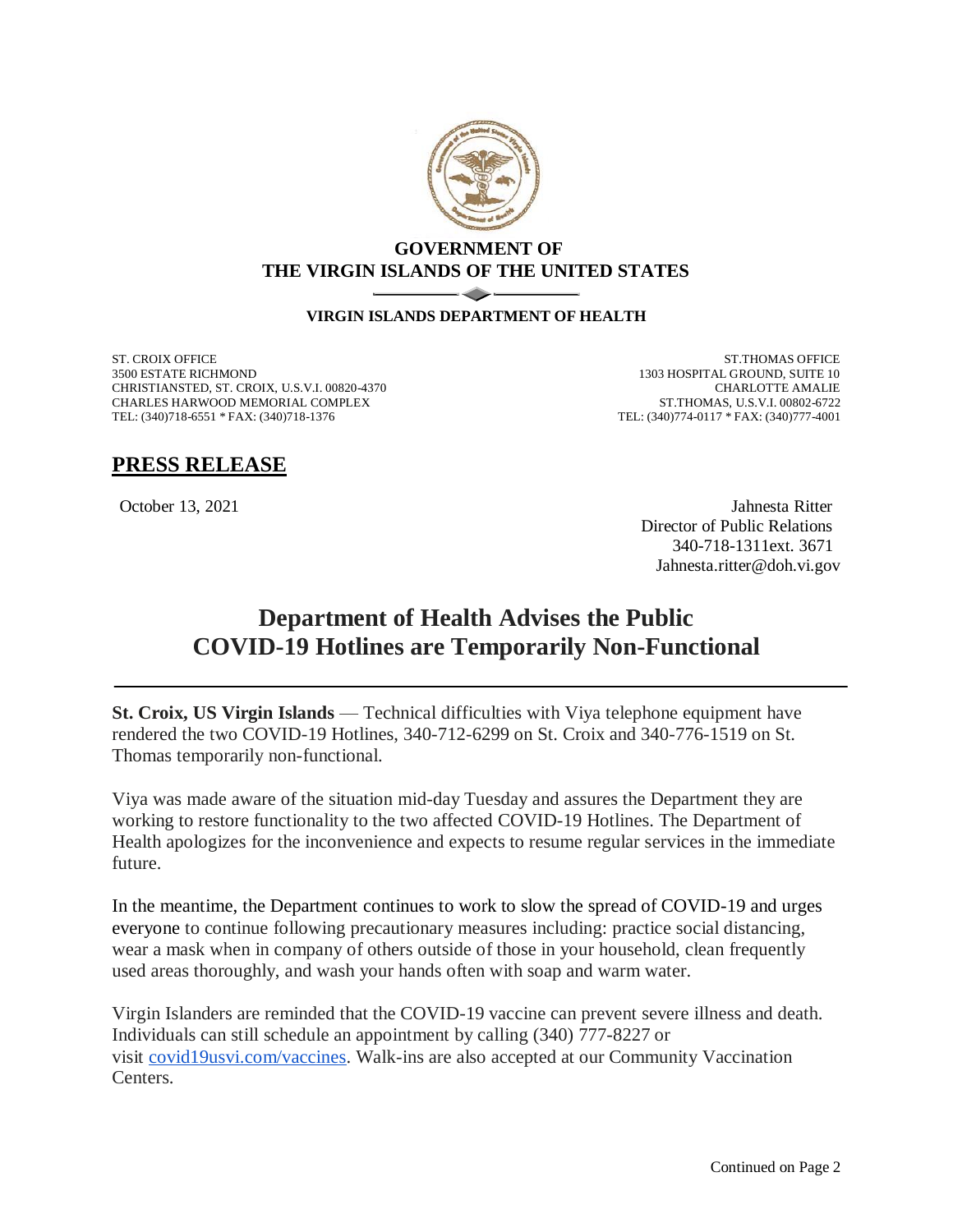**GOVERNMENT OF**
**THE VIRGIN ISLANDS OF THE UNITED STATES**

**VIRGIN ISLANDS DEPARTMENT OF HEALTH**

ST. CROIX OFFICE
3500 ESTATE RICHMOND
CHRISTIANSTED, ST. CROIX, U.S.V.I. 00820-4370
CHARLES HARWOOD MEMORIAL COMPLEX
TEL: (340)718-6551 * FAX: (340)718-1376

ST.THOMAS OFFICE
1303 HOSPITAL GROUND, SUITE 10
CHARLOTTE AMALIE
ST.THOMAS, U.S.V.I. 00802-6722
TEL: (340)774-0117 * FAX: (340)777-4001

## PRESS RELEASE

October 13, 2021

Jahnesta Ritter
Director of Public Relations
340-718-1311ext. 3671
Jahnesta.ritter@doh.vi.gov

# Department of Health Advises the Public COVID-19 Hotlines are Temporarily Non-Functional

**St. Croix, US Virgin Islands** — Technical difficulties with Viya telephone equipment have rendered the two COVID-19 Hotlines, 340-712-6299 on St. Croix and 340-776-1519 on St. Thomas temporarily non-functional.

Viya was made aware of the situation mid-day Tuesday and assures the Department they are working to restore functionality to the two affected COVID-19 Hotlines. The Department of Health apologizes for the inconvenience and expects to resume regular services in the immediate future.

In the meantime, the Department continues to work to slow the spread of COVID-19 and urges everyone to continue following precautionary measures including: practice social distancing, wear a mask when in company of others outside of those in your household, clean frequently used areas thoroughly, and wash your hands often with soap and warm water.

Virgin Islanders are reminded that the COVID-19 vaccine can prevent severe illness and death. Individuals can still schedule an appointment by calling (340) 777-8227 or visit covid19usvi.com/vaccines. Walk-ins are also accepted at our Community Vaccination Centers.

Continued on Page 2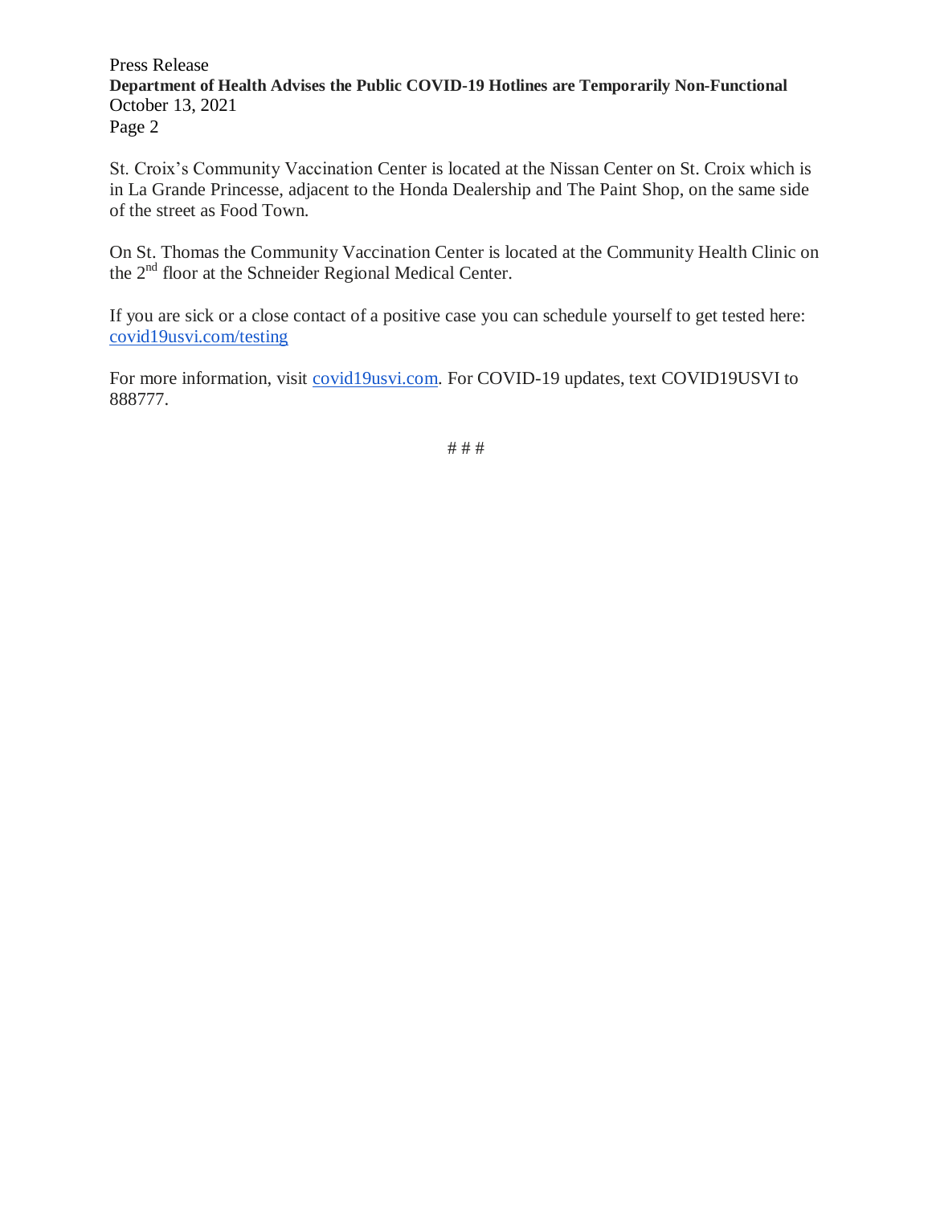St. Croix's Community Vaccination Center is located at the Nissan Center on St. Croix which is in La Grande Princesse, adjacent to the Honda Dealership and The Paint Shop, on the same side of the street as Food Town.

On St. Thomas the Community Vaccination Center is located at the Community Health Clinic on the 2nd floor at the Schneider Regional Medical Center.

If you are sick or a close contact of a positive case you can schedule yourself to get tested here: covid19usvi.com/testing

For more information, visit covid19usvi.com. For COVID-19 updates, text COVID19USVI to 888777.

# # #